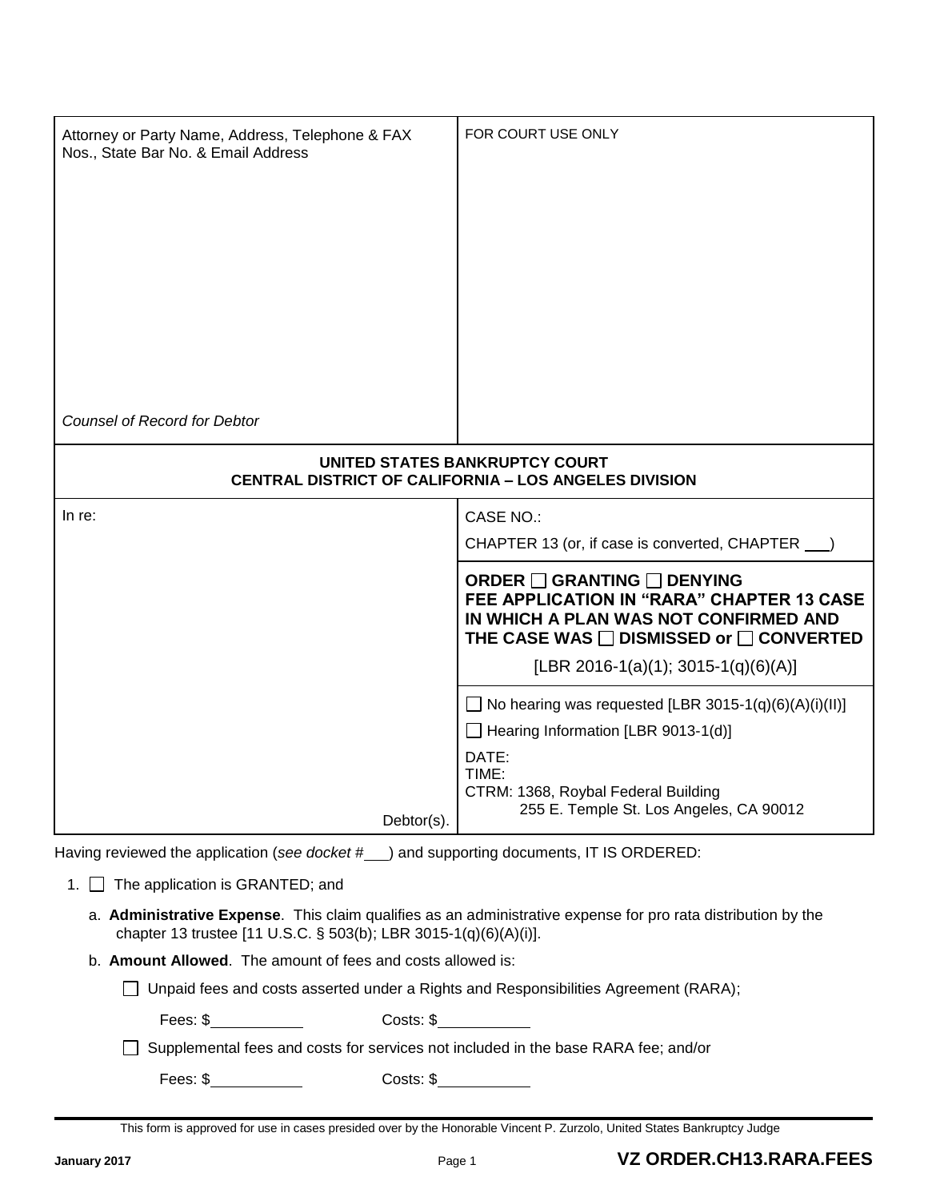| Attorney or Party Name, Address, Telephone & FAX Nos., State Bar No. & Email Address<br><br><br><br><br><br><br><br>*Counsel of Record for Debtor* | FOR COURT USE ONLY |
|---|---|

**UNITED STATES BANKRUPTCY COURT**
**CENTRAL DISTRICT OF CALIFORNIA – LOS ANGELES DIVISION**

| In re:<br><br><br><br><br><br><br><br><br><br>Debtor(s). | CASE NO.:<br><br>CHAPTER 13 (or, if case is converted, CHAPTER ___)<br><br>**ORDER ☐ GRANTING ☐ DENYING FEE APPLICATION IN "RARA" CHAPTER 13 CASE IN WHICH A PLAN WAS NOT CONFIRMED AND THE CASE WAS ☐ DISMISSED or ☐ CONVERTED**<br><br>[LBR 2016-1(a)(1); 3015-1(q)(6)(A)]<br><br>☐ No hearing was requested [LBR 3015-1(q)(6)(A)(i)(II)]<br>☐ Hearing Information [LBR 9013-1(d)]<br><br>DATE:<br>TIME:<br>CTRM: 1368, Roybal Federal Building<br>255 E. Temple St. Los Angeles, CA 90012 |
|---|---|

Having reviewed the application (*see docket #* ___) and supporting documents, IT IS ORDERED:

1. ☐ The application is GRANTED; and

   a. **Administrative Expense**. This claim qualifies as an administrative expense for pro rata distribution by the chapter 13 trustee [11 U.S.C. § 503(b); LBR 3015-1(q)(6)(A)(i)].

   b. **Amount Allowed**. The amount of fees and costs allowed is:

   ☐ Unpaid fees and costs asserted under a Rights and Responsibilities Agreement (RARA);

   Fees: $__________ Costs: $__________

   ☐ Supplemental fees and costs for services not included in the base RARA fee; and/or

   Fees: $__________ Costs: $__________

This form is approved for use in cases presided over by the Honorable Vincent P. Zurzolo, United States Bankruptcy Judge

January 2017 **VZ ORDER.CH13.RARA.FEES**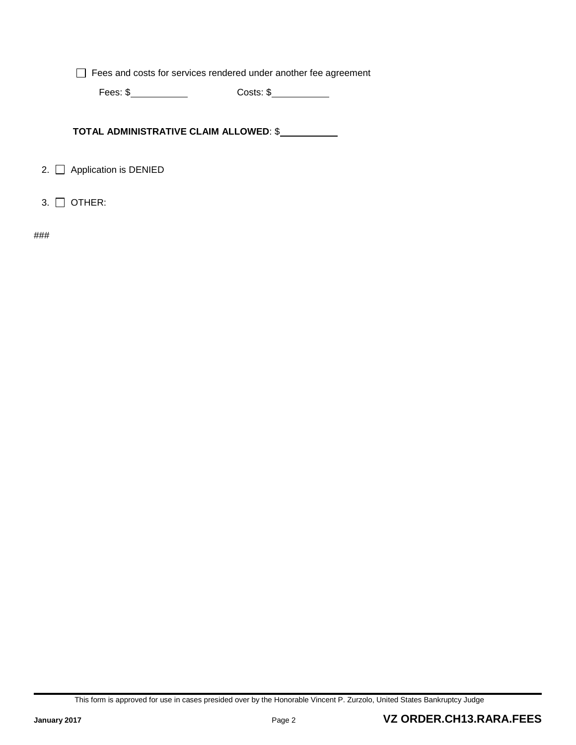☐ Fees and costs for services rendered under another fee agreement

Fees: $__________ Costs: $__________

**TOTAL ADMINISTRATIVE CLAIM ALLOWED**: $__________

2. ☐ Application is DENIED

3. ☐ OTHER:

###

This form is approved for use in cases presided over by the Honorable Vincent P. Zurzolo, United States Bankruptcy Judge

**January 2017** **VZ ORDER.CH13.RARA.FEES**